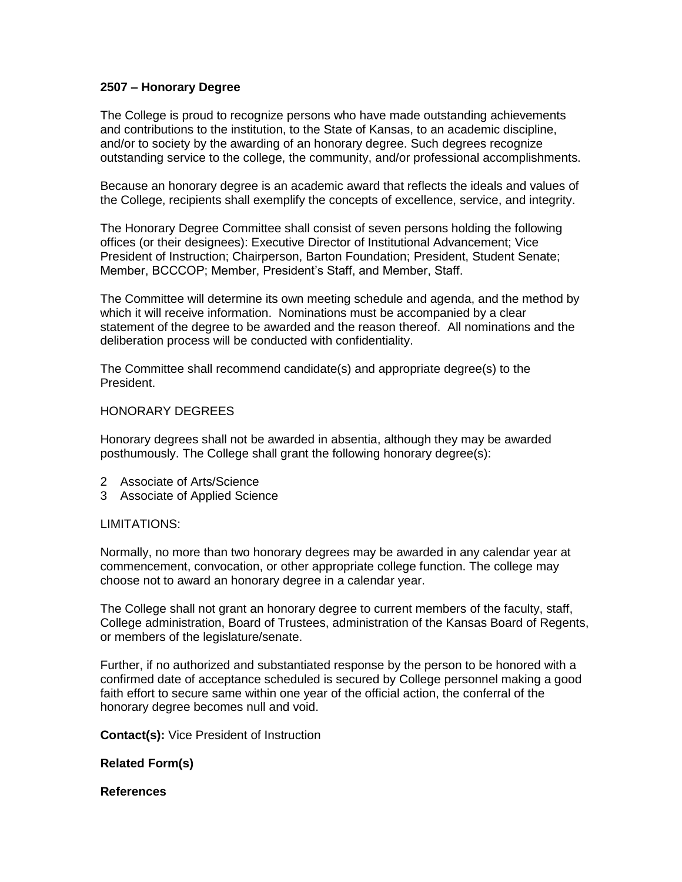**2507 – Honorary Degree**

The College is proud to recognize persons who have made outstanding achievements and contributions to the institution, to the State of Kansas, to an academic discipline, and/or to society by the awarding of an honorary degree. Such degrees recognize outstanding service to the college, the community, and/or professional accomplishments.

Because an honorary degree is an academic award that reflects the ideals and values of the College, recipients shall exemplify the concepts of excellence, service, and integrity.

The Honorary Degree Committee shall consist of seven persons holding the following offices (or their designees): Executive Director of Institutional Advancement; Vice President of Instruction; Chairperson, Barton Foundation; President, Student Senate; Member, BCCCOP; Member, President's Staff, and Member, Staff.

The Committee will determine its own meeting schedule and agenda, and the method by which it will receive information. Nominations must be accompanied by a clear statement of the degree to be awarded and the reason thereof. All nominations and the deliberation process will be conducted with confidentiality.

The Committee shall recommend candidate(s) and appropriate degree(s) to the President.

HONORARY DEGREES

Honorary degrees shall not be awarded in absentia, although they may be awarded posthumously. The College shall grant the following honorary degree(s):

2 Associate of Arts/Science
3 Associate of Applied Science

LIMITATIONS:

Normally, no more than two honorary degrees may be awarded in any calendar year at commencement, convocation, or other appropriate college function. The college may choose not to award an honorary degree in a calendar year.

The College shall not grant an honorary degree to current members of the faculty, staff, College administration, Board of Trustees, administration of the Kansas Board of Regents, or members of the legislature/senate.

Further, if no authorized and substantiated response by the person to be honored with a confirmed date of acceptance scheduled is secured by College personnel making a good faith effort to secure same within one year of the official action, the conferral of the honorary degree becomes null and void.

**Contact(s):** Vice President of Instruction

**Related Form(s)**

**References**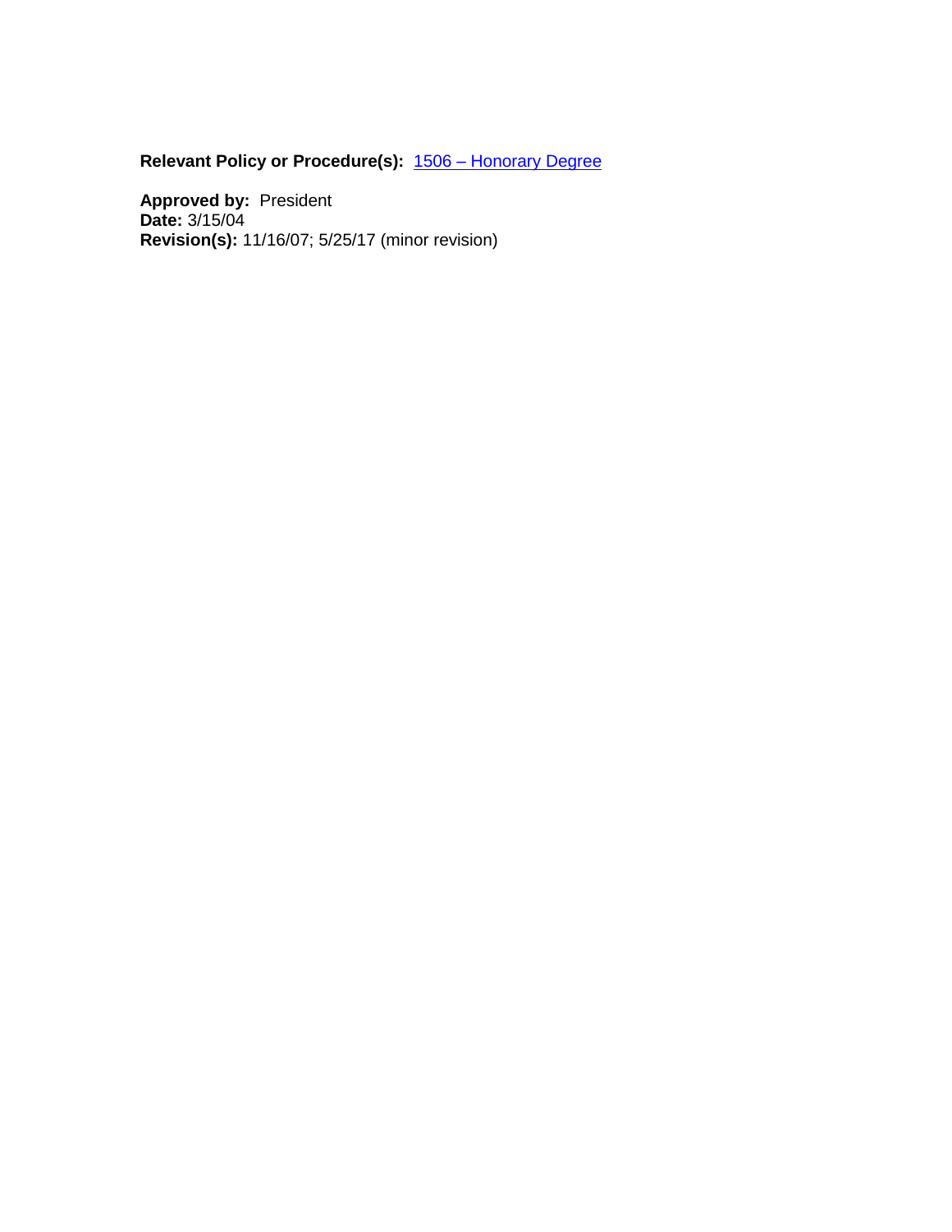**Relevant Policy or Procedure(s):** 1506 – Honorary Degree

**Approved by:** President
**Date:** 3/15/04
**Revision(s):** 11/16/07; 5/25/17 (minor revision)